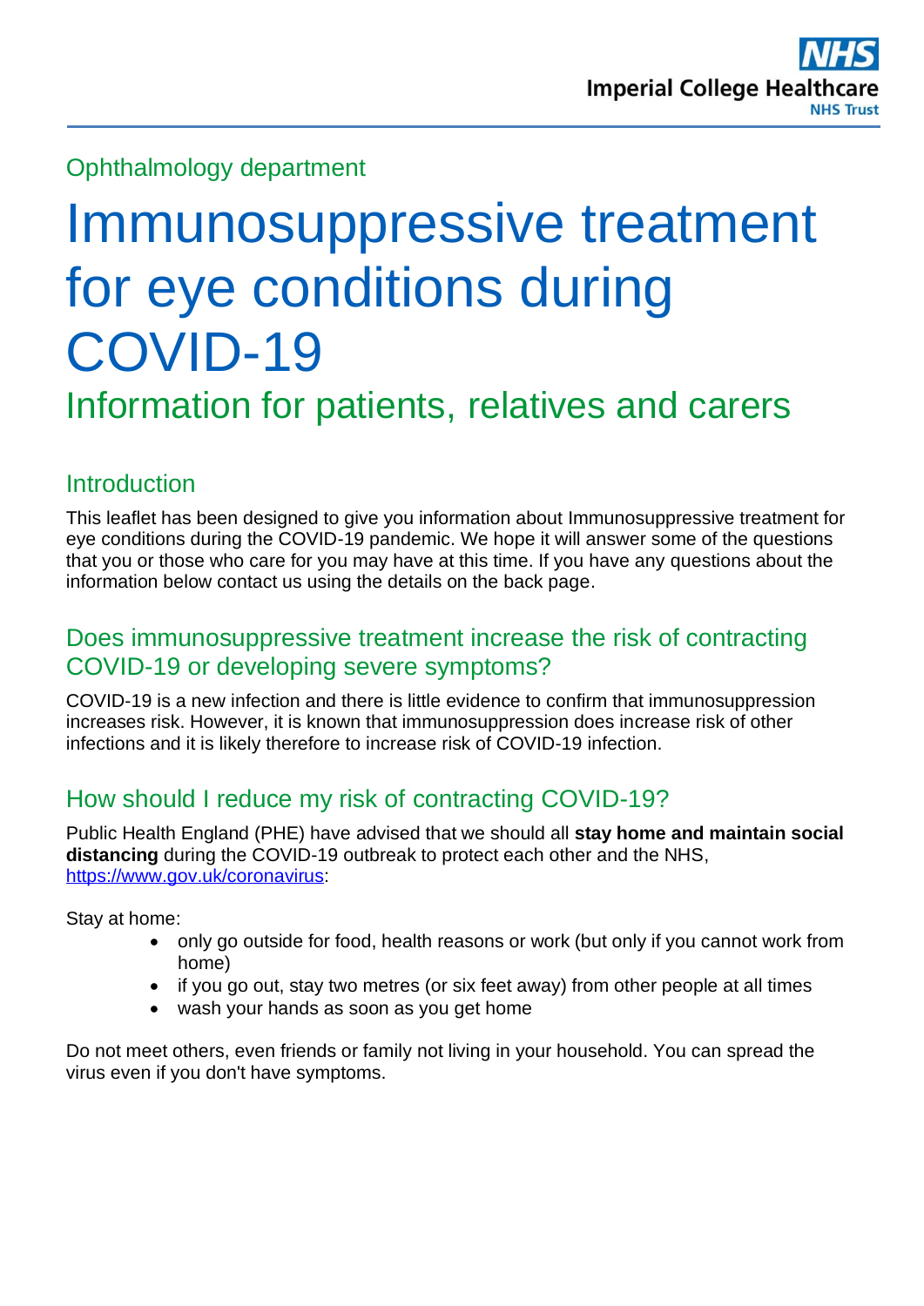Imperial College Healthcare NHS Trust

Ophthalmology department

# Immunosuppressive treatment for eye conditions during COVID-19

## Information for patients, relatives and carers

### Introduction

This leaflet has been designed to give you information about Immunosuppressive treatment for eye conditions during the COVID-19 pandemic. We hope it will answer some of the questions that you or those who care for you may have at this time. If you have any questions about the information below contact us using the details on the back page.

### Does immunosuppressive treatment increase the risk of contracting COVID-19 or developing severe symptoms?

COVID-19 is a new infection and there is little evidence to confirm that immunosuppression increases risk. However, it is known that immunosuppression does increase risk of other infections and it is likely therefore to increase risk of COVID-19 infection.

### How should I reduce my risk of contracting COVID-19?

Public Health England (PHE) have advised that we should all **stay home and maintain social distancing** during the COVID-19 outbreak to protect each other and the NHS, https://www.gov.uk/coronavirus:

Stay at home:

- only go outside for food, health reasons or work (but only if you cannot work from home)
- if you go out, stay two metres (or six feet away) from other people at all times
- wash your hands as soon as you get home

Do not meet others, even friends or family not living in your household. You can spread the virus even if you don't have symptoms.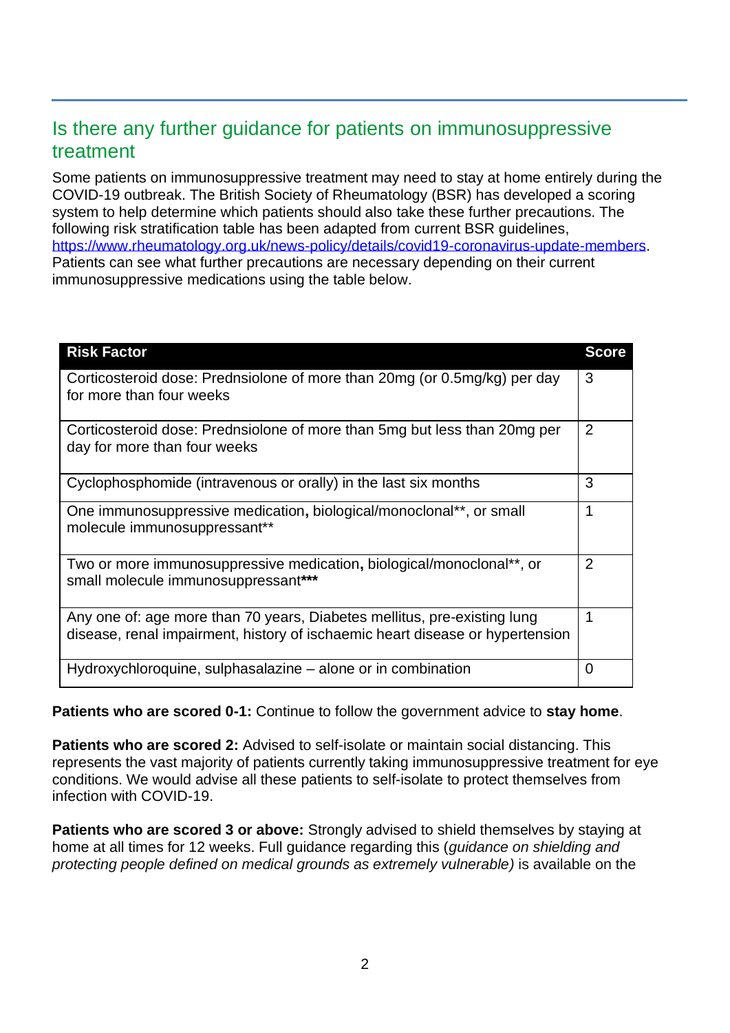## Is there any further guidance for patients on immunosuppressive treatment

Some patients on immunosuppressive treatment may need to stay at home entirely during the COVID-19 outbreak. The British Society of Rheumatology (BSR) has developed a scoring system to help determine which patients should also take these further precautions. The following risk stratification table has been adapted from current BSR guidelines, [https://www.rheumatology.org.uk/news-policy/details/covid19-coronavirus-update-members](https://www.rheumatology.org.uk/news-policy/details/covid19-coronavirus-update-members). Patients can see what further precautions are necessary depending on their current immunosuppressive medications using the table below.

| Risk Factor | Score |
|---|---|
| Corticosteroid dose: Prednsiolone of more than 20mg (or 0.5mg/kg) per day for more than four weeks | 3 |
| Corticosteroid dose: Prednsiolone of more than 5mg but less than 20mg per day for more than four weeks | 2 |
| Cyclophosphomide (intravenous or orally) in the last six months | 3 |
| One immunosuppressive medication**,** biological/monoclonal**, or small molecule immunosuppressant** | 1 |
| Two or more immunosuppressive medication**,** biological/monoclonal**, or small molecule immunosuppressant*** | 2 |
| Any one of: age more than 70 years, Diabetes mellitus, pre-existing lung disease, renal impairment, history of ischaemic heart disease or hypertension | 1 |
| Hydroxychloroquine, sulphasalazine – alone or in combination | 0 |

**Patients who are scored 0-1:** Continue to follow the government advice to **stay home**.

**Patients who are scored 2:** Advised to self-isolate or maintain social distancing. This represents the vast majority of patients currently taking immunosuppressive treatment for eye conditions. We would advise all these patients to self-isolate to protect themselves from infection with COVID-19.

**Patients who are scored 3 or above:** Strongly advised to shield themselves by staying at home at all times for 12 weeks. Full guidance regarding this (*guidance on shielding and protecting people defined on medical grounds as extremely vulnerable)* is available on the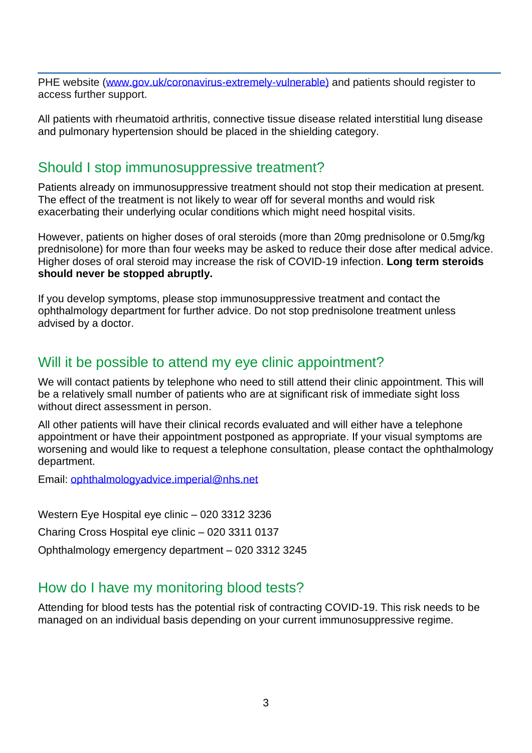PHE website ([www.gov.uk/coronavirus-extremely-vulnerable)](www.gov.uk/coronavirus-extremely-vulnerable) and patients should register to access further support.

All patients with rheumatoid arthritis, connective tissue disease related interstitial lung disease and pulmonary hypertension should be placed in the shielding category.

## Should I stop immunosuppressive treatment?

Patients already on immunosuppressive treatment should not stop their medication at present. The effect of the treatment is not likely to wear off for several months and would risk exacerbating their underlying ocular conditions which might need hospital visits.

However, patients on higher doses of oral steroids (more than 20mg prednisolone or 0.5mg/kg prednisolone) for more than four weeks may be asked to reduce their dose after medical advice. Higher doses of oral steroid may increase the risk of COVID-19 infection. **Long term steroids should never be stopped abruptly.**

If you develop symptoms, please stop immunosuppressive treatment and contact the ophthalmology department for further advice. Do not stop prednisolone treatment unless advised by a doctor.

## Will it be possible to attend my eye clinic appointment?

We will contact patients by telephone who need to still attend their clinic appointment. This will be a relatively small number of patients who are at significant risk of immediate sight loss without direct assessment in person.

All other patients will have their clinical records evaluated and will either have a telephone appointment or have their appointment postponed as appropriate. If your visual symptoms are worsening and would like to request a telephone consultation, please contact the ophthalmology department.

Email: [ophthalmologyadvice.imperial@nhs.net](mailto:ophthalmologyadvice.imperial@nhs.net)

Western Eye Hospital eye clinic – 020 3312 3236

Charing Cross Hospital eye clinic – 020 3311 0137

Ophthalmology emergency department – 020 3312 3245

## How do I have my monitoring blood tests?

Attending for blood tests has the potential risk of contracting COVID-19. This risk needs to be managed on an individual basis depending on your current immunosuppressive regime.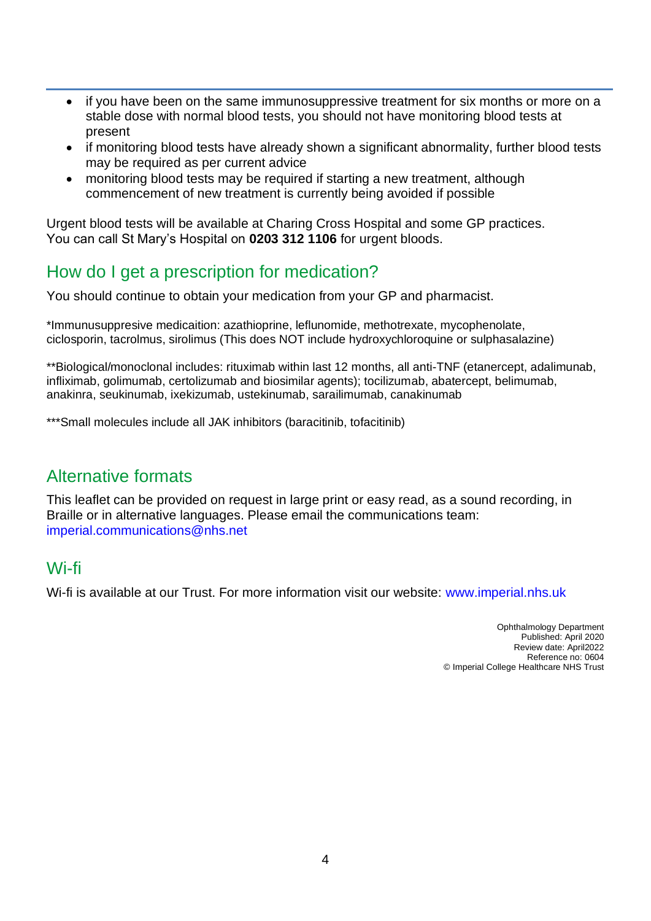- if you have been on the same immunosuppressive treatment for six months or more on a stable dose with normal blood tests, you should not have monitoring blood tests at present
- if monitoring blood tests have already shown a significant abnormality, further blood tests may be required as per current advice
- monitoring blood tests may be required if starting a new treatment, although commencement of new treatment is currently being avoided if possible

Urgent blood tests will be available at Charing Cross Hospital and some GP practices. You can call St Mary's Hospital on **0203 312 1106** for urgent bloods.

## How do I get a prescription for medication?

You should continue to obtain your medication from your GP and pharmacist.

*Immunusuppresive medicaition: azathioprine, leflunomide, methotrexate, mycophenolate, ciclosporin, tacrolmus, sirolimus (This does NOT include hydroxychloroquine or sulphasalazine)

**Biological/monoclonal includes: rituximab within last 12 months, all anti-TNF (etanercept, adalimunab, infliximab, golimumab, certolizumab and biosimilar agents); tocilizumab, abatercept, belimumab, anakinra, seukinumab, ixekizumab, ustekinumab, sarailimumab, canakinumab

***Small molecules include all JAK inhibitors (baracitinib, tofacitinib)

## Alternative formats

This leaflet can be provided on request in large print or easy read, as a sound recording, in Braille or in alternative languages. Please email the communications team: imperial.communications@nhs.net

## Wi-fi

Wi-fi is available at our Trust. For more information visit our website: www.imperial.nhs.uk

Ophthalmology Department
Published: April 2020
Review date: April2022
Reference no: 0604
© Imperial College Healthcare NHS Trust